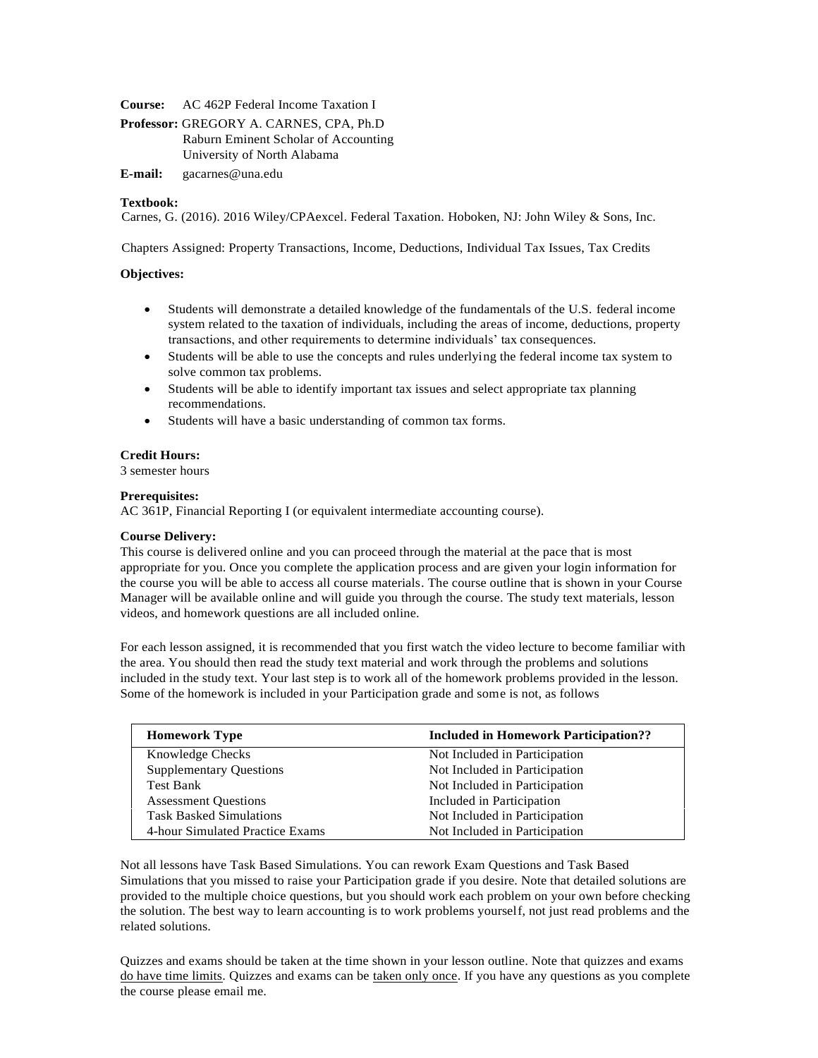**Course:** AC 462P Federal Income Taxation I

**Professor:** GREGORY A. CARNES, CPA, Ph.D
Raburn Eminent Scholar of Accounting
University of North Alabama

**E-mail:** gacarnes@una.edu

**Textbook:**

Carnes, G. (2016). 2016 Wiley/CPAexcel. Federal Taxation. Hoboken, NJ: John Wiley & Sons, Inc.

Chapters Assigned: Property Transactions, Income, Deductions, Individual Tax Issues, Tax Credits

**Objectives:**

- Students will demonstrate a detailed knowledge of the fundamentals of the U.S. federal income system related to the taxation of individuals, including the areas of income, deductions, property transactions, and other requirements to determine individuals' tax consequences.
- Students will be able to use the concepts and rules underlying the federal income tax system to solve common tax problems.
- Students will be able to identify important tax issues and select appropriate tax planning recommendations.
- Students will have a basic understanding of common tax forms.

**Credit Hours:**

3 semester hours

**Prerequisites:**

AC 361P, Financial Reporting I (or equivalent intermediate accounting course).

**Course Delivery:**

This course is delivered online and you can proceed through the material at the pace that is most appropriate for you. Once you complete the application process and are given your login information for the course you will be able to access all course materials. The course outline that is shown in your Course Manager will be available online and will guide you through the course. The study text materials, lesson videos, and homework questions are all included online.

For each lesson assigned, it is recommended that you first watch the video lecture to become familiar with the area. You should then read the study text material and work through the problems and solutions included in the study text. Your last step is to work all of the homework problems provided in the lesson. Some of the homework is included in your Participation grade and some is not, as follows

| Homework Type | Included in Homework Participation?? |
| --- | --- |
| Knowledge Checks | Not Included in Participation |
| Supplementary Questions | Not Included in Participation |
| Test Bank | Not Included in Participation |
| Assessment Questions | Included in Participation |
| Task Basked Simulations | Not Included in Participation |
| 4-hour Simulated Practice Exams | Not Included in Participation |

Not all lessons have Task Based Simulations. You can rework Exam Questions and Task Based Simulations that you missed to raise your Participation grade if you desire. Note that detailed solutions are provided to the multiple choice questions, but you should work each problem on your own before checking the solution. The best way to learn accounting is to work problems yourself, not just read problems and the related solutions.

Quizzes and exams should be taken at the time shown in your lesson outline. Note that quizzes and exams <u>do have time limits</u>. Quizzes and exams can be <u>taken only once</u>. If you have any questions as you complete the course please email me.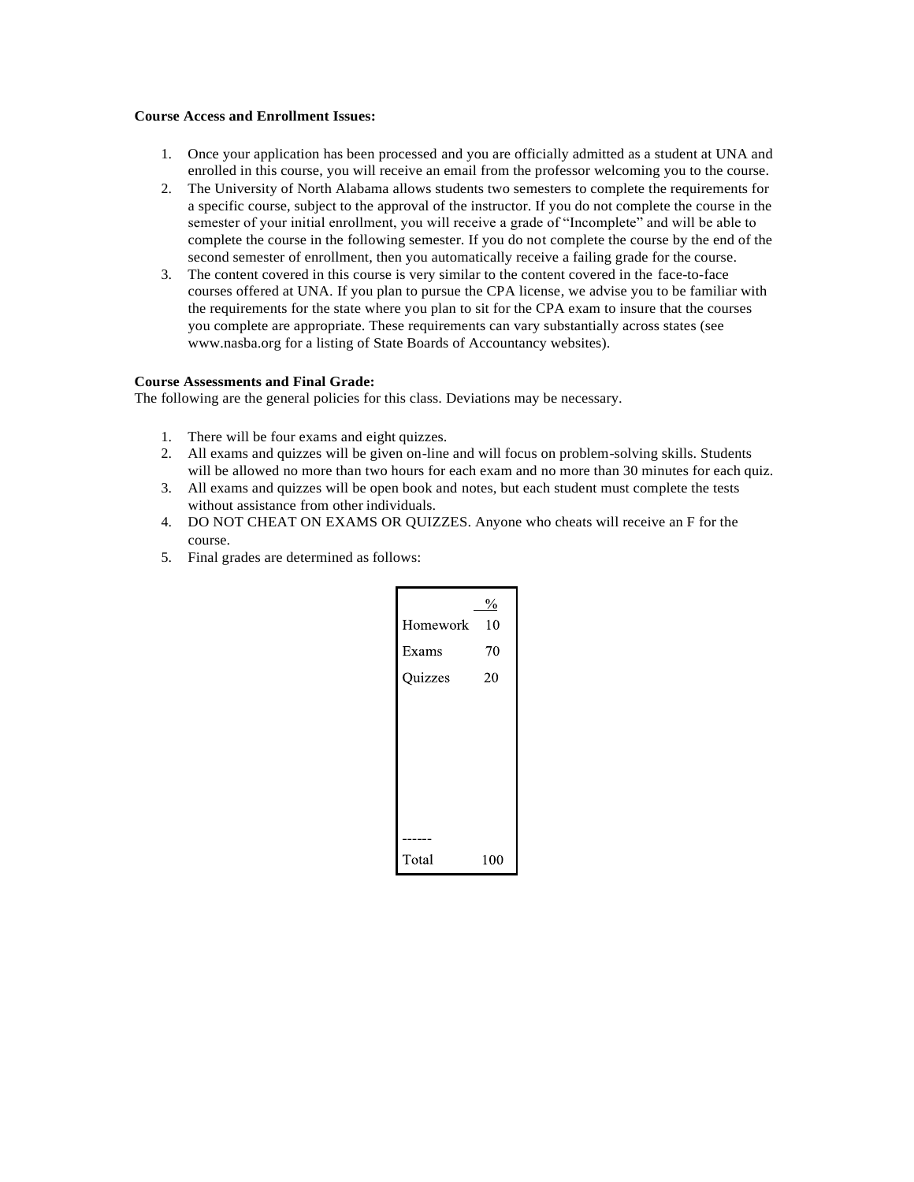**Course Access and Enrollment Issues:**

1. Once your application has been processed and you are officially admitted as a student at UNA and enrolled in this course, you will receive an email from the professor welcoming you to the course.
2. The University of North Alabama allows students two semesters to complete the requirements for a specific course, subject to the approval of the instructor. If you do not complete the course in the semester of your initial enrollment, you will receive a grade of "Incomplete" and will be able to complete the course in the following semester. If you do not complete the course by the end of the second semester of enrollment, then you automatically receive a failing grade for the course.
3. The content covered in this course is very similar to the content covered in the face-to-face courses offered at UNA. If you plan to pursue the CPA license, we advise you to be familiar with the requirements for the state where you plan to sit for the CPA exam to insure that the courses you complete are appropriate. These requirements can vary substantially across states (see www.nasba.org for a listing of State Boards of Accountancy websites).

**Course Assessments and Final Grade:**
The following are the general policies for this class. Deviations may be necessary.

1. There will be four exams and eight quizzes.
2. All exams and quizzes will be given on-line and will focus on problem-solving skills. Students will be allowed no more than two hours for each exam and no more than 30 minutes for each quiz.
3. All exams and quizzes will be open book and notes, but each student must complete the tests without assistance from other individuals.
4. DO NOT CHEAT ON EXAMS OR QUIZZES. Anyone who cheats will receive an F for the course.
5. Final grades are determined as follows:

| | % |
|---|---|
| Homework | 10 |
| Exams | 70 |
| Quizzes | 20 |
| ------ | |
| Total | 100 |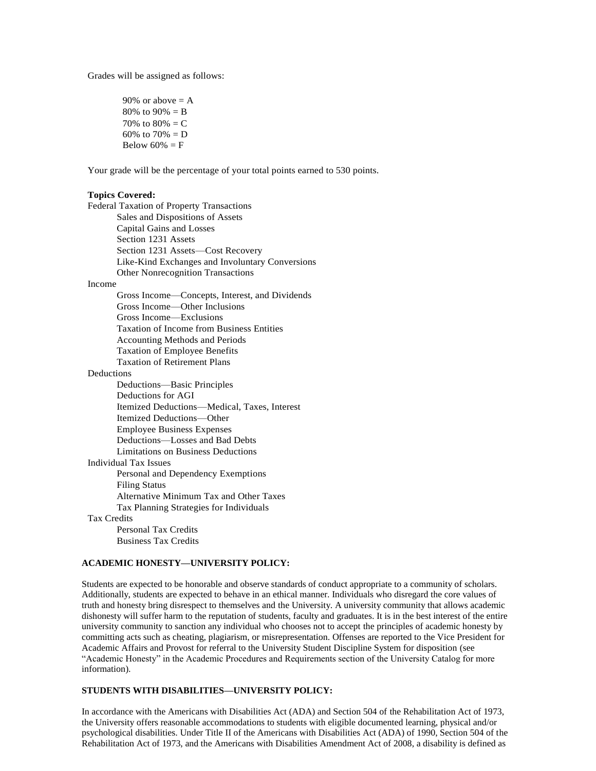Grades will be assigned as follows:

- 90% or above = A
- 80% to 90% = B
- 70% to 80% = C
- 60% to 70% = D
- Below 60% = F

Your grade will be the percentage of your total points earned to 530 points.

**Topics Covered:**

Federal Taxation of Property Transactions
- Sales and Dispositions of Assets
- Capital Gains and Losses
- Section 1231 Assets
- Section 1231 Assets—Cost Recovery
- Like-Kind Exchanges and Involuntary Conversions
- Other Nonrecognition Transactions

Income
- Gross Income—Concepts, Interest, and Dividends
- Gross Income—Other Inclusions
- Gross Income—Exclusions
- Taxation of Income from Business Entities
- Accounting Methods and Periods
- Taxation of Employee Benefits
- Taxation of Retirement Plans

Deductions
- Deductions—Basic Principles
- Deductions for AGI
- Itemized Deductions—Medical, Taxes, Interest
- Itemized Deductions—Other
- Employee Business Expenses
- Deductions—Losses and Bad Debts
- Limitations on Business Deductions

Individual Tax Issues
- Personal and Dependency Exemptions
- Filing Status
- Alternative Minimum Tax and Other Taxes
- Tax Planning Strategies for Individuals

Tax Credits
- Personal Tax Credits
- Business Tax Credits

**ACADEMIC HONESTY—UNIVERSITY POLICY:**

Students are expected to be honorable and observe standards of conduct appropriate to a community of scholars. Additionally, students are expected to behave in an ethical manner. Individuals who disregard the core values of truth and honesty bring disrespect to themselves and the University. A university community that allows academic dishonesty will suffer harm to the reputation of students, faculty and graduates. It is in the best interest of the entire university community to sanction any individual who chooses not to accept the principles of academic honesty by committing acts such as cheating, plagiarism, or misrepresentation. Offenses are reported to the Vice President for Academic Affairs and Provost for referral to the University Student Discipline System for disposition (see "Academic Honesty" in the Academic Procedures and Requirements section of the University Catalog for more information).

**STUDENTS WITH DISABILITIES—UNIVERSITY POLICY:**

In accordance with the Americans with Disabilities Act (ADA) and Section 504 of the Rehabilitation Act of 1973, the University offers reasonable accommodations to students with eligible documented learning, physical and/or psychological disabilities. Under Title II of the Americans with Disabilities Act (ADA) of 1990, Section 504 of the Rehabilitation Act of 1973, and the Americans with Disabilities Amendment Act of 2008, a disability is defined as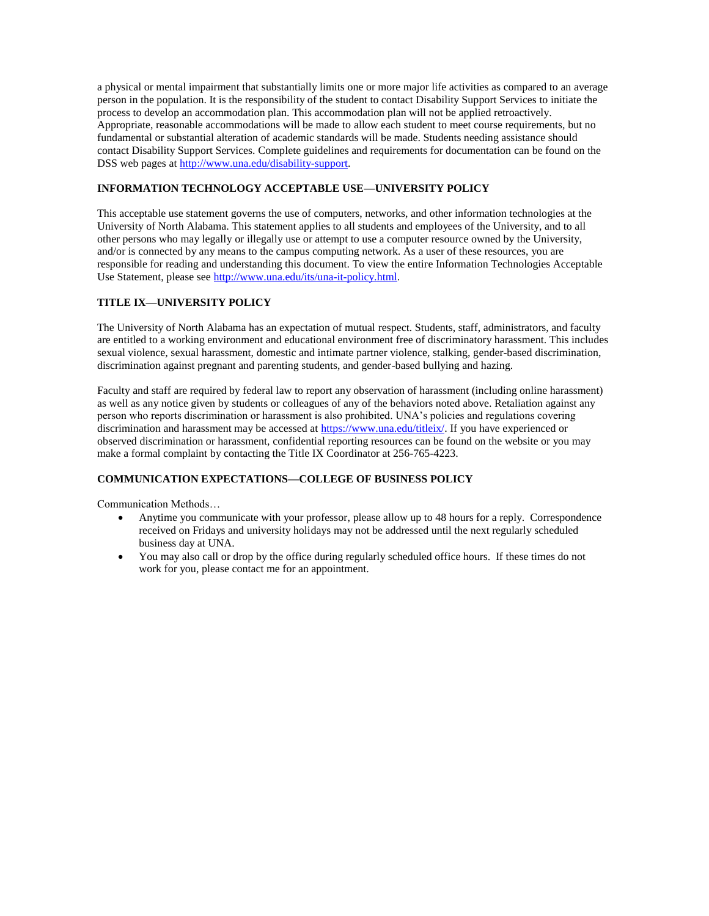a physical or mental impairment that substantially limits one or more major life activities as compared to an average person in the population. It is the responsibility of the student to contact Disability Support Services to initiate the process to develop an accommodation plan. This accommodation plan will not be applied retroactively. Appropriate, reasonable accommodations will be made to allow each student to meet course requirements, but no fundamental or substantial alteration of academic standards will be made. Students needing assistance should contact Disability Support Services. Complete guidelines and requirements for documentation can be found on the DSS web pages at http://www.una.edu/disability-support.

**INFORMATION TECHNOLOGY ACCEPTABLE USE—UNIVERSITY POLICY**

This acceptable use statement governs the use of computers, networks, and other information technologies at the University of North Alabama. This statement applies to all students and employees of the University, and to all other persons who may legally or illegally use or attempt to use a computer resource owned by the University, and/or is connected by any means to the campus computing network. As a user of these resources, you are responsible for reading and understanding this document. To view the entire Information Technologies Acceptable Use Statement, please see http://www.una.edu/its/una-it-policy.html.

**TITLE IX—UNIVERSITY POLICY**

The University of North Alabama has an expectation of mutual respect. Students, staff, administrators, and faculty are entitled to a working environment and educational environment free of discriminatory harassment. This includes sexual violence, sexual harassment, domestic and intimate partner violence, stalking, gender-based discrimination, discrimination against pregnant and parenting students, and gender-based bullying and hazing.

Faculty and staff are required by federal law to report any observation of harassment (including online harassment) as well as any notice given by students or colleagues of any of the behaviors noted above. Retaliation against any person who reports discrimination or harassment is also prohibited. UNA's policies and regulations covering discrimination and harassment may be accessed at https://www.una.edu/titleix/. If you have experienced or observed discrimination or harassment, confidential reporting resources can be found on the website or you may make a formal complaint by contacting the Title IX Coordinator at 256-765-4223.

**COMMUNICATION EXPECTATIONS—COLLEGE OF BUSINESS POLICY**

Communication Methods…

- Anytime you communicate with your professor, please allow up to 48 hours for a reply. Correspondence received on Fridays and university holidays may not be addressed until the next regularly scheduled business day at UNA.
- You may also call or drop by the office during regularly scheduled office hours. If these times do not work for you, please contact me for an appointment.